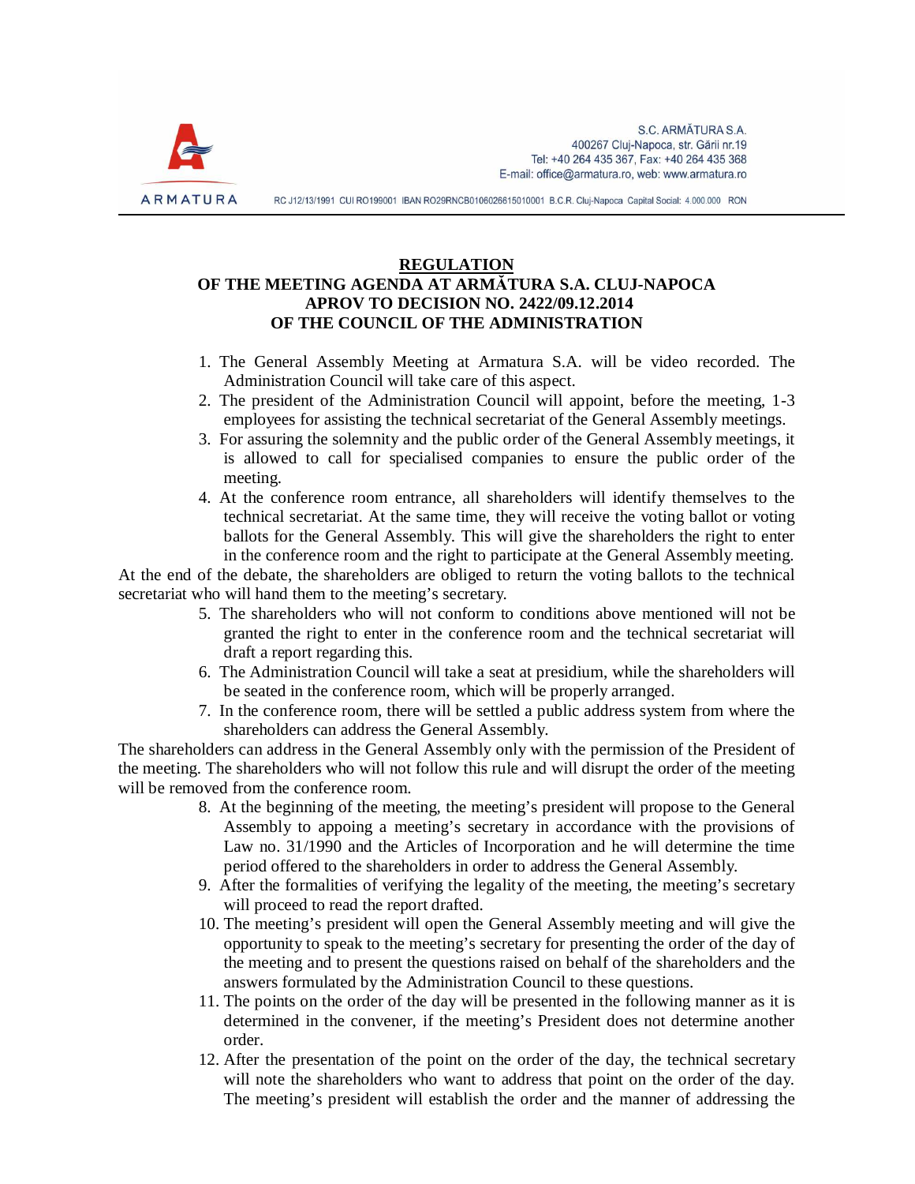S.C. ARMĂTURA S.A.
400267 Cluj-Napoca, str. Gării nr.19
Tel: +40 264 435 367, Fax: +40 264 435 368
E-mail: office@armatura.ro, web: www.armatura.ro

ARMATURA

RC J12/13/1991 CUI RO199001 IBAN RO29RNCB0106026615010001 B.C.R. Cluj-Napoca Capital Social: 4.000.000 RON

# REGULATION
## OF THE MEETING AGENDA AT ARMĂTURA S.A. CLUJ-NAPOCA
## APROV TO DECISION NO. 2422/09.12.2014
## OF THE COUNCIL OF THE ADMINISTRATION

1. The General Assembly Meeting at Armatura S.A. will be video recorded. The Administration Council will take care of this aspect.
2. The president of the Administration Council will appoint, before the meeting, 1-3 employees for assisting the technical secretariat of the General Assembly meetings.
3. For assuring the solemnity and the public order of the General Assembly meetings, it is allowed to call for specialised companies to ensure the public order of the meeting.
4. At the conference room entrance, all shareholders will identify themselves to the technical secretariat. At the same time, they will receive the voting ballot or voting ballots for the General Assembly. This will give the shareholders the right to enter in the conference room and the right to participate at the General Assembly meeting.

At the end of the debate, the shareholders are obliged to return the voting ballots to the technical secretariat who will hand them to the meeting's secretary.

5. The shareholders who will not conform to conditions above mentioned will not be granted the right to enter in the conference room and the technical secretariat will draft a report regarding this.
6. The Administration Council will take a seat at presidium, while the shareholders will be seated in the conference room, which will be properly arranged.
7. In the conference room, there will be settled a public address system from where the shareholders can address the General Assembly.

The shareholders can address in the General Assembly only with the permission of the President of the meeting. The shareholders who will not follow this rule and will disrupt the order of the meeting will be removed from the conference room.

8. At the beginning of the meeting, the meeting's president will propose to the General Assembly to appoing a meeting's secretary in accordance with the provisions of Law no. 31/1990 and the Articles of Incorporation and he will determine the time period offered to the shareholders in order to address the General Assembly.
9. After the formalities of verifying the legality of the meeting, the meeting's secretary will proceed to read the report drafted.
10. The meeting's president will open the General Assembly meeting and will give the opportunity to speak to the meeting's secretary for presenting the order of the day of the meeting and to present the questions raised on behalf of the shareholders and the answers formulated by the Administration Council to these questions.
11. The points on the order of the day will be presented in the following manner as it is determined in the convener, if the meeting's President does not determine another order.
12. After the presentation of the point on the order of the day, the technical secretary will note the shareholders who want to address that point on the order of the day. The meeting's president will establish the order and the manner of addressing the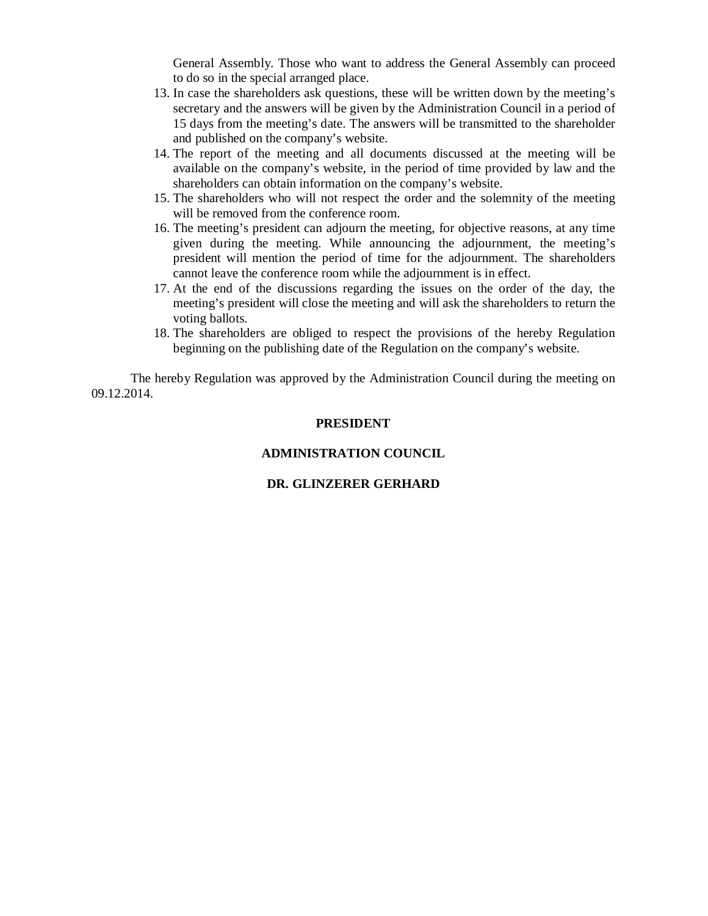General Assembly. Those who want to address the General Assembly can proceed to do so in the special arranged place.

13. In case the shareholders ask questions, these will be written down by the meeting's secretary and the answers will be given by the Administration Council in a period of 15 days from the meeting's date. The answers will be transmitted to the shareholder and published on the company's website.
14. The report of the meeting and all documents discussed at the meeting will be available on the company's website, in the period of time provided by law and the shareholders can obtain information on the company's website.
15. The shareholders who will not respect the order and the solemnity of the meeting will be removed from the conference room.
16. The meeting's president can adjourn the meeting, for objective reasons, at any time given during the meeting. While announcing the adjournment, the meeting's president will mention the period of time for the adjournment. The shareholders cannot leave the conference room while the adjournment is in effect.
17. At the end of the discussions regarding the issues on the order of the day, the meeting's president will close the meeting and will ask the shareholders to return the voting ballots.
18. The shareholders are obliged to respect the provisions of the hereby Regulation beginning on the publishing date of the Regulation on the company's website.

The hereby Regulation was approved by the Administration Council during the meeting on 09.12.2014.

**PRESIDENT**

**ADMINISTRATION COUNCIL**

**DR. GLINZERER GERHARD**